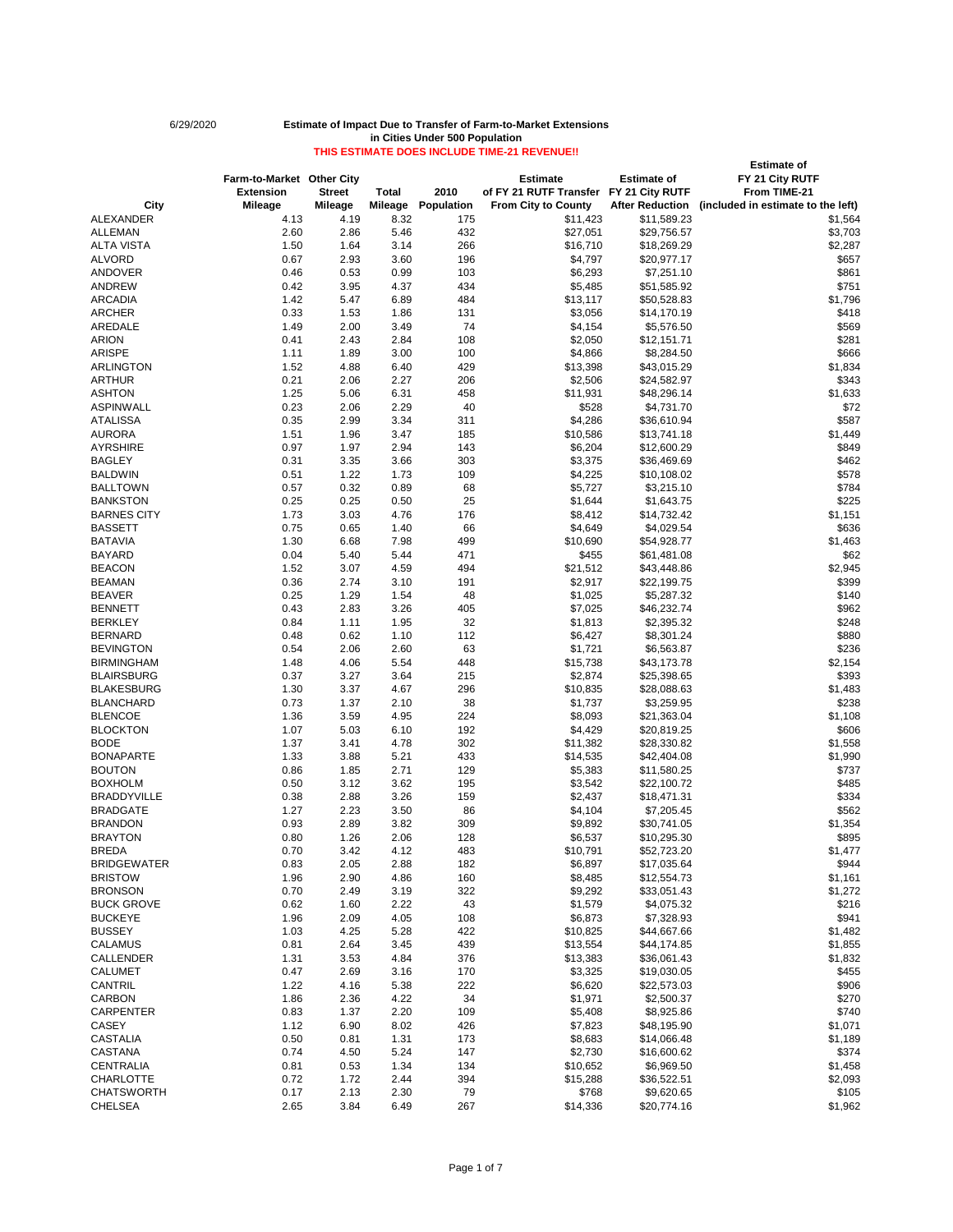6/29/2020

**Estimate of Impact Due to Transfer of Farm-to-Market Extensions in Cities Under 500 Population**

**THIS ESTIMATE DOES INCLUDE TIME-21 REVENUE!!**

| City | Farm-to-Market Extension Mileage | Other City Street Mileage | Total Mileage | 2010 Population | Estimate of FY 21 RUTF Transfer From City to County | Estimate of FY 21 City RUTF After Reduction | Estimate of FY 21 City RUTF From TIME-21 (included in estimate to the left) |
|---|---|---|---|---|---|---|---|
| ALEXANDER | 4.13 | 4.19 | 8.32 | 175 | $11,423 | $11,589.23 | $1,564 |
| ALLEMAN | 2.60 | 2.86 | 5.46 | 432 | $27,051 | $29,756.57 | $3,703 |
| ALTA VISTA | 1.50 | 1.64 | 3.14 | 266 | $16,710 | $18,269.29 | $2,287 |
| ALVORD | 0.67 | 2.93 | 3.60 | 196 | $4,797 | $20,977.17 | $657 |
| ANDOVER | 0.46 | 0.53 | 0.99 | 103 | $6,293 | $7,251.10 | $861 |
| ANDREW | 0.42 | 3.95 | 4.37 | 434 | $5,485 | $51,585.92 | $751 |
| ARCADIA | 1.42 | 5.47 | 6.89 | 484 | $13,117 | $50,528.83 | $1,796 |
| ARCHER | 0.33 | 1.53 | 1.86 | 131 | $3,056 | $14,170.19 | $418 |
| AREDALE | 1.49 | 2.00 | 3.49 | 74 | $4,154 | $5,576.50 | $569 |
| ARION | 0.41 | 2.43 | 2.84 | 108 | $2,050 | $12,151.71 | $281 |
| ARISPE | 1.11 | 1.89 | 3.00 | 100 | $4,866 | $8,284.50 | $666 |
| ARLINGTON | 1.52 | 4.88 | 6.40 | 429 | $13,398 | $43,015.29 | $1,834 |
| ARTHUR | 0.21 | 2.06 | 2.27 | 206 | $2,506 | $24,582.97 | $343 |
| ASHTON | 1.25 | 5.06 | 6.31 | 458 | $11,931 | $48,296.14 | $1,633 |
| ASPINWALL | 0.23 | 2.06 | 2.29 | 40 | $528 | $4,731.70 | $72 |
| ATALISSA | 0.35 | 2.99 | 3.34 | 311 | $4,286 | $36,610.94 | $587 |
| AURORA | 1.51 | 1.96 | 3.47 | 185 | $10,586 | $13,741.18 | $1,449 |
| AYRSHIRE | 0.97 | 1.97 | 2.94 | 143 | $6,204 | $12,600.29 | $849 |
| BAGLEY | 0.31 | 3.35 | 3.66 | 303 | $3,375 | $36,469.69 | $462 |
| BALDWIN | 0.51 | 1.22 | 1.73 | 109 | $4,225 | $10,108.02 | $578 |
| BALLTOWN | 0.57 | 0.32 | 0.89 | 68 | $5,727 | $3,215.10 | $784 |
| BANKSTON | 0.25 | 0.25 | 0.50 | 25 | $1,644 | $1,643.75 | $225 |
| BARNES CITY | 1.73 | 3.03 | 4.76 | 176 | $8,412 | $14,732.42 | $1,151 |
| BASSETT | 0.75 | 0.65 | 1.40 | 66 | $4,649 | $4,029.54 | $636 |
| BATAVIA | 1.30 | 6.68 | 7.98 | 499 | $10,690 | $54,928.77 | $1,463 |
| BAYARD | 0.04 | 5.40 | 5.44 | 471 | $455 | $61,481.08 | $62 |
| BEACON | 1.52 | 3.07 | 4.59 | 494 | $21,512 | $43,448.86 | $2,945 |
| BEAMAN | 0.36 | 2.74 | 3.10 | 191 | $2,917 | $22,199.75 | $399 |
| BEAVER | 0.25 | 1.29 | 1.54 | 48 | $1,025 | $5,287.32 | $140 |
| BENNETT | 0.43 | 2.83 | 3.26 | 405 | $7,025 | $46,232.74 | $962 |
| BERKLEY | 0.84 | 1.11 | 1.95 | 32 | $1,813 | $2,395.32 | $248 |
| BERNARD | 0.48 | 0.62 | 1.10 | 112 | $6,427 | $8,301.24 | $880 |
| BEVINGTON | 0.54 | 2.06 | 2.60 | 63 | $1,721 | $6,563.87 | $236 |
| BIRMINGHAM | 1.48 | 4.06 | 5.54 | 448 | $15,738 | $43,173.78 | $2,154 |
| BLAIRSBURG | 0.37 | 3.27 | 3.64 | 215 | $2,874 | $25,398.65 | $393 |
| BLAKESBURG | 1.30 | 3.37 | 4.67 | 296 | $10,835 | $28,088.63 | $1,483 |
| BLANCHARD | 0.73 | 1.37 | 2.10 | 38 | $1,737 | $3,259.95 | $238 |
| BLENCOE | 1.36 | 3.59 | 4.95 | 224 | $8,093 | $21,363.04 | $1,108 |
| BLOCKTON | 1.07 | 5.03 | 6.10 | 192 | $4,429 | $20,819.25 | $606 |
| BODE | 1.37 | 3.41 | 4.78 | 302 | $11,382 | $28,330.82 | $1,558 |
| BONAPARTE | 1.33 | 3.88 | 5.21 | 433 | $14,535 | $42,404.08 | $1,990 |
| BOUTON | 0.86 | 1.85 | 2.71 | 129 | $5,383 | $11,580.25 | $737 |
| BOXHOLM | 0.50 | 3.12 | 3.62 | 195 | $3,542 | $22,100.72 | $485 |
| BRADDYVILLE | 0.38 | 2.88 | 3.26 | 159 | $2,437 | $18,471.31 | $334 |
| BRADGATE | 1.27 | 2.23 | 3.50 | 86 | $4,104 | $7,205.45 | $562 |
| BRANDON | 0.93 | 2.89 | 3.82 | 309 | $9,892 | $30,741.05 | $1,354 |
| BRAYTON | 0.80 | 1.26 | 2.06 | 128 | $6,537 | $10,295.30 | $895 |
| BREDA | 0.70 | 3.42 | 4.12 | 483 | $10,791 | $52,723.20 | $1,477 |
| BRIDGEWATER | 0.83 | 2.05 | 2.88 | 182 | $6,897 | $17,035.64 | $944 |
| BRISTOW | 1.96 | 2.90 | 4.86 | 160 | $8,485 | $12,554.73 | $1,161 |
| BRONSON | 0.70 | 2.49 | 3.19 | 322 | $9,292 | $33,051.43 | $1,272 |
| BUCK GROVE | 0.62 | 1.60 | 2.22 | 43 | $1,579 | $4,075.32 | $216 |
| BUCKEYE | 1.96 | 2.09 | 4.05 | 108 | $6,873 | $7,328.93 | $941 |
| BUSSEY | 1.03 | 4.25 | 5.28 | 422 | $10,825 | $44,667.66 | $1,482 |
| CALAMUS | 0.81 | 2.64 | 3.45 | 439 | $13,554 | $44,174.85 | $1,855 |
| CALLENDER | 1.31 | 3.53 | 4.84 | 376 | $13,383 | $36,061.43 | $1,832 |
| CALUMET | 0.47 | 2.69 | 3.16 | 170 | $3,325 | $19,030.05 | $455 |
| CANTRIL | 1.22 | 4.16 | 5.38 | 222 | $6,620 | $22,573.03 | $906 |
| CARBON | 1.86 | 2.36 | 4.22 | 34 | $1,971 | $2,500.37 | $270 |
| CARPENTER | 0.83 | 1.37 | 2.20 | 109 | $5,408 | $8,925.86 | $740 |
| CASEY | 1.12 | 6.90 | 8.02 | 426 | $7,823 | $48,195.90 | $1,071 |
| CASTALIA | 0.50 | 0.81 | 1.31 | 173 | $8,683 | $14,066.48 | $1,189 |
| CASTANA | 0.74 | 4.50 | 5.24 | 147 | $2,730 | $16,600.62 | $374 |
| CENTRALIA | 0.81 | 0.53 | 1.34 | 134 | $10,652 | $6,969.50 | $1,458 |
| CHARLOTTE | 0.72 | 1.72 | 2.44 | 394 | $15,288 | $36,522.51 | $2,093 |
| CHATSWORTH | 0.17 | 2.13 | 2.30 | 79 | $768 | $9,620.65 | $105 |
| CHELSEA | 2.65 | 3.84 | 6.49 | 267 | $14,336 | $20,774.16 | $1,962 |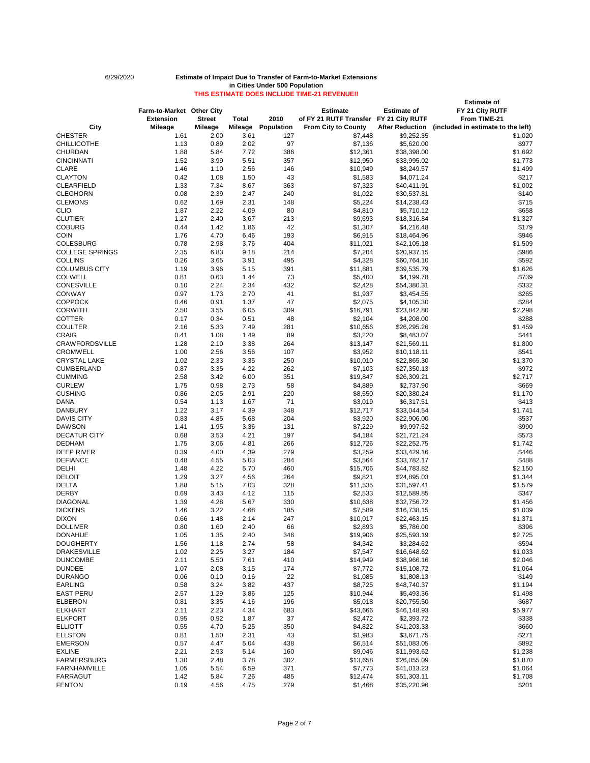6/29/2020

**Estimate of Impact Due to Transfer of Farm-to-Market Extensions in Cities Under 500 Population**

**THIS ESTIMATE DOES INCLUDE TIME-21 REVENUE!!**

| City | Farm-to-Market Extension Mileage | Other City Street Mileage | Total Mileage | 2010 Population | Estimate of FY 21 RUTF Transfer From City to County | Estimate of FY 21 City RUTF After Reduction | Estimate of FY 21 City RUTF From TIME-21 (included in estimate to the left) |
|---|---|---|---|---|---|---|---|
| CHESTER | 1.61 | 2.00 | 3.61 | 127 | $7,448 | $9,252.35 | $1,020 |
| CHILLICOTHE | 1.13 | 0.89 | 2.02 | 97 | $7,136 | $5,620.00 | $977 |
| CHURDAN | 1.88 | 5.84 | 7.72 | 386 | $12,361 | $38,398.00 | $1,692 |
| CINCINNATI | 1.52 | 3.99 | 5.51 | 357 | $12,950 | $33,995.02 | $1,773 |
| CLARE | 1.46 | 1.10 | 2.56 | 146 | $10,949 | $8,249.57 | $1,499 |
| CLAYTON | 0.42 | 1.08 | 1.50 | 43 | $1,583 | $4,071.24 | $217 |
| CLEARFIELD | 1.33 | 7.34 | 8.67 | 363 | $7,323 | $40,411.91 | $1,002 |
| CLEGHORN | 0.08 | 2.39 | 2.47 | 240 | $1,022 | $30,537.81 | $140 |
| CLEMONS | 0.62 | 1.69 | 2.31 | 148 | $5,224 | $14,238.43 | $715 |
| CLIO | 1.87 | 2.22 | 4.09 | 80 | $4,810 | $5,710.12 | $658 |
| CLUTIER | 1.27 | 2.40 | 3.67 | 213 | $9,693 | $18,316.84 | $1,327 |
| COBURG | 0.44 | 1.42 | 1.86 | 42 | $1,307 | $4,216.48 | $179 |
| COIN | 1.76 | 4.70 | 6.46 | 193 | $6,915 | $18,464.96 | $946 |
| COLESBURG | 0.78 | 2.98 | 3.76 | 404 | $11,021 | $42,105.18 | $1,509 |
| COLLEGE SPRINGS | 2.35 | 6.83 | 9.18 | 214 | $7,204 | $20,937.15 | $986 |
| COLLINS | 0.26 | 3.65 | 3.91 | 495 | $4,328 | $60,764.10 | $592 |
| COLUMBUS CITY | 1.19 | 3.96 | 5.15 | 391 | $11,881 | $39,535.79 | $1,626 |
| COLWELL | 0.81 | 0.63 | 1.44 | 73 | $5,400 | $4,199.78 | $739 |
| CONESVILLE | 0.10 | 2.24 | 2.34 | 432 | $2,428 | $54,380.31 | $332 |
| CONWAY | 0.97 | 1.73 | 2.70 | 41 | $1,937 | $3,454.55 | $265 |
| COPPOCK | 0.46 | 0.91 | 1.37 | 47 | $2,075 | $4,105.30 | $284 |
| CORWITH | 2.50 | 3.55 | 6.05 | 309 | $16,791 | $23,842.80 | $2,298 |
| COTTER | 0.17 | 0.34 | 0.51 | 48 | $2,104 | $4,208.00 | $288 |
| COULTER | 2.16 | 5.33 | 7.49 | 281 | $10,656 | $26,295.26 | $1,459 |
| CRAIG | 0.41 | 1.08 | 1.49 | 89 | $3,220 | $8,483.07 | $441 |
| CRAWFORDSVILLE | 1.28 | 2.10 | 3.38 | 264 | $13,147 | $21,569.11 | $1,800 |
| CROMWELL | 1.00 | 2.56 | 3.56 | 107 | $3,952 | $10,118.11 | $541 |
| CRYSTAL LAKE | 1.02 | 2.33 | 3.35 | 250 | $10,010 | $22,865.30 | $1,370 |
| CUMBERLAND | 0.87 | 3.35 | 4.22 | 262 | $7,103 | $27,350.13 | $972 |
| CUMMING | 2.58 | 3.42 | 6.00 | 351 | $19,847 | $26,309.21 | $2,717 |
| CURLEW | 1.75 | 0.98 | 2.73 | 58 | $4,889 | $2,737.90 | $669 |
| CUSHING | 0.86 | 2.05 | 2.91 | 220 | $8,550 | $20,380.24 | $1,170 |
| DANA | 0.54 | 1.13 | 1.67 | 71 | $3,019 | $6,317.51 | $413 |
| DANBURY | 1.22 | 3.17 | 4.39 | 348 | $12,717 | $33,044.54 | $1,741 |
| DAVIS CITY | 0.83 | 4.85 | 5.68 | 204 | $3,920 | $22,906.00 | $537 |
| DAWSON | 1.41 | 1.95 | 3.36 | 131 | $7,229 | $9,997.52 | $990 |
| DECATUR CITY | 0.68 | 3.53 | 4.21 | 197 | $4,184 | $21,721.24 | $573 |
| DEDHAM | 1.75 | 3.06 | 4.81 | 266 | $12,726 | $22,252.75 | $1,742 |
| DEEP RIVER | 0.39 | 4.00 | 4.39 | 279 | $3,259 | $33,429.16 | $446 |
| DEFIANCE | 0.48 | 4.55 | 5.03 | 284 | $3,564 | $33,782.17 | $488 |
| DELHI | 1.48 | 4.22 | 5.70 | 460 | $15,706 | $44,783.82 | $2,150 |
| DELOIT | 1.29 | 3.27 | 4.56 | 264 | $9,821 | $24,895.03 | $1,344 |
| DELTA | 1.88 | 5.15 | 7.03 | 328 | $11,535 | $31,597.41 | $1,579 |
| DERBY | 0.69 | 3.43 | 4.12 | 115 | $2,533 | $12,589.85 | $347 |
| DIAGONAL | 1.39 | 4.28 | 5.67 | 330 | $10,638 | $32,756.72 | $1,456 |
| DICKENS | 1.46 | 3.22 | 4.68 | 185 | $7,589 | $16,738.15 | $1,039 |
| DIXON | 0.66 | 1.48 | 2.14 | 247 | $10,017 | $22,463.15 | $1,371 |
| DOLLIVER | 0.80 | 1.60 | 2.40 | 66 | $2,893 | $5,786.00 | $396 |
| DONAHUE | 1.05 | 1.35 | 2.40 | 346 | $19,906 | $25,593.19 | $2,725 |
| DOUGHERTY | 1.56 | 1.18 | 2.74 | 58 | $4,342 | $3,284.62 | $594 |
| DRAKESVILLE | 1.02 | 2.25 | 3.27 | 184 | $7,547 | $16,648.62 | $1,033 |
| DUNCOMBE | 2.11 | 5.50 | 7.61 | 410 | $14,949 | $38,966.16 | $2,046 |
| DUNDEE | 1.07 | 2.08 | 3.15 | 174 | $7,772 | $15,108.72 | $1,064 |
| DURANGO | 0.06 | 0.10 | 0.16 | 22 | $1,085 | $1,808.13 | $149 |
| EARLING | 0.58 | 3.24 | 3.82 | 437 | $8,725 | $48,740.37 | $1,194 |
| EAST PERU | 2.57 | 1.29 | 3.86 | 125 | $10,944 | $5,493.36 | $1,498 |
| ELBERON | 0.81 | 3.35 | 4.16 | 196 | $5,018 | $20,755.50 | $687 |
| ELKHART | 2.11 | 2.23 | 4.34 | 683 | $43,666 | $46,148.93 | $5,977 |
| ELKPORT | 0.95 | 0.92 | 1.87 | 37 | $2,472 | $2,393.72 | $338 |
| ELLIOTT | 0.55 | 4.70 | 5.25 | 350 | $4,822 | $41,203.33 | $660 |
| ELLSTON | 0.81 | 1.50 | 2.31 | 43 | $1,983 | $3,671.75 | $271 |
| EMERSON | 0.57 | 4.47 | 5.04 | 438 | $6,514 | $51,083.05 | $892 |
| EXLINE | 2.21 | 2.93 | 5.14 | 160 | $9,046 | $11,993.62 | $1,238 |
| FARMERSBURG | 1.30 | 2.48 | 3.78 | 302 | $13,658 | $26,055.09 | $1,870 |
| FARNHAMVILLE | 1.05 | 5.54 | 6.59 | 371 | $7,773 | $41,013.23 | $1,064 |
| FARRAGUT | 1.42 | 5.84 | 7.26 | 485 | $12,474 | $51,303.11 | $1,708 |
| FENTON | 0.19 | 4.56 | 4.75 | 279 | $1,468 | $35,220.96 | $201 |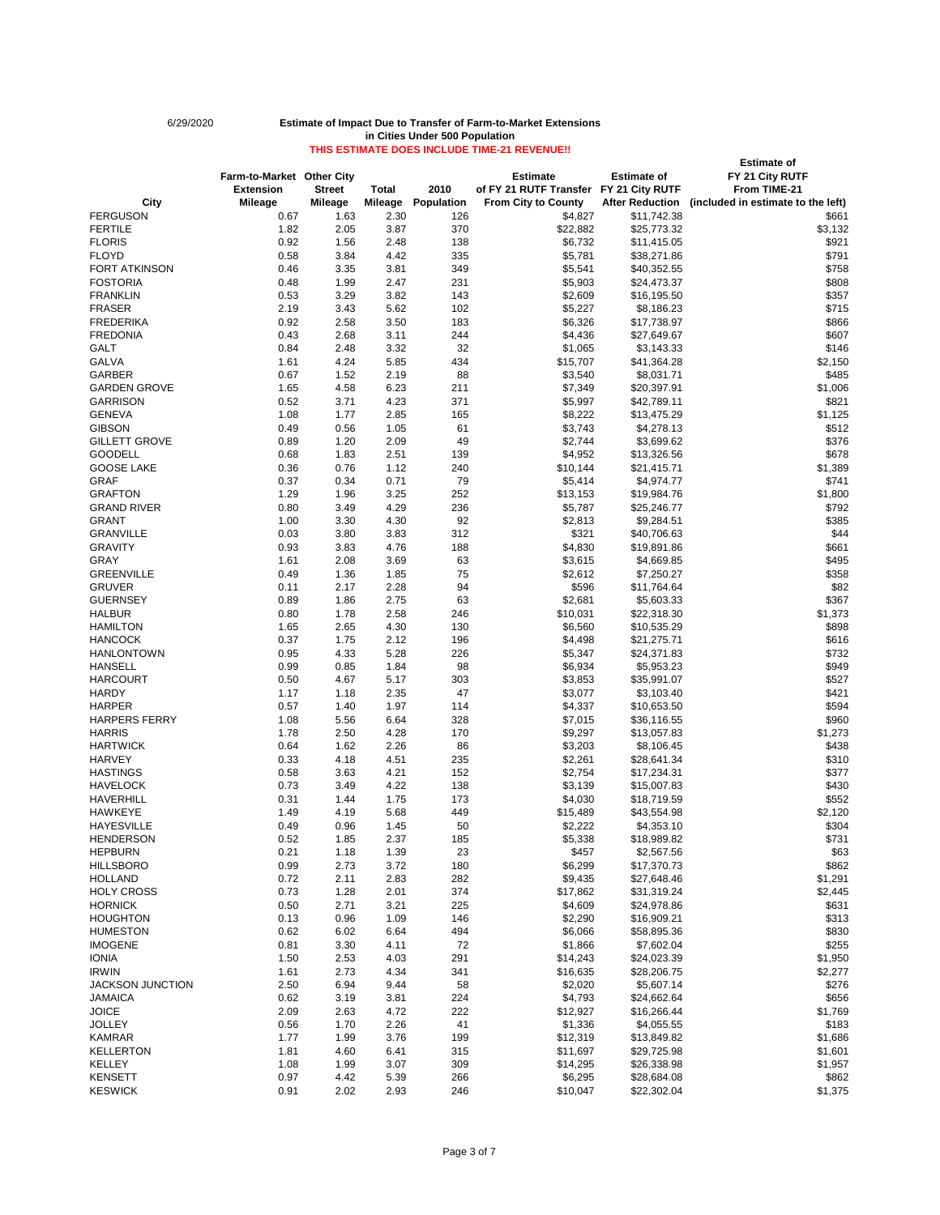6/29/2020

**Estimate of Impact Due to Transfer of Farm-to-Market Extensions**
**in Cities Under 500 Population**
**THIS ESTIMATE DOES INCLUDE TIME-21 REVENUE!!**

| City | Farm-to-Market Extension Mileage | Other City Street Mileage | Total Mileage | 2010 Population | Estimate of FY 21 RUTF Transfer From City to County | Estimate of FY 21 City RUTF After Reduction | Estimate of FY 21 City RUTF From TIME-21 (included in estimate to the left) |
|---|---|---|---|---|---|---|---|
| FERGUSON | 0.67 | 1.63 | 2.30 | 126 | $4,827 | $11,742.38 | $661 |
| FERTILE | 1.82 | 2.05 | 3.87 | 370 | $22,882 | $25,773.32 | $3,132 |
| FLORIS | 0.92 | 1.56 | 2.48 | 138 | $6,732 | $11,415.05 | $921 |
| FLOYD | 0.58 | 3.84 | 4.42 | 335 | $5,781 | $38,271.86 | $791 |
| FORT ATKINSON | 0.46 | 3.35 | 3.81 | 349 | $5,541 | $40,352.55 | $758 |
| FOSTORIA | 0.48 | 1.99 | 2.47 | 231 | $5,903 | $24,473.37 | $808 |
| FRANKLIN | 0.53 | 3.29 | 3.82 | 143 | $2,609 | $16,195.50 | $357 |
| FRASER | 2.19 | 3.43 | 5.62 | 102 | $5,227 | $8,186.23 | $715 |
| FREDERIKA | 0.92 | 2.58 | 3.50 | 183 | $6,326 | $17,738.97 | $866 |
| FREDONIA | 0.43 | 2.68 | 3.11 | 244 | $4,436 | $27,649.67 | $607 |
| GALT | 0.84 | 2.48 | 3.32 | 32 | $1,065 | $3,143.33 | $146 |
| GALVA | 1.61 | 4.24 | 5.85 | 434 | $15,707 | $41,364.28 | $2,150 |
| GARBER | 0.67 | 1.52 | 2.19 | 88 | $3,540 | $8,031.71 | $485 |
| GARDEN GROVE | 1.65 | 4.58 | 6.23 | 211 | $7,349 | $20,397.91 | $1,006 |
| GARRISON | 0.52 | 3.71 | 4.23 | 371 | $5,997 | $42,789.11 | $821 |
| GENEVA | 1.08 | 1.77 | 2.85 | 165 | $8,222 | $13,475.29 | $1,125 |
| GIBSON | 0.49 | 0.56 | 1.05 | 61 | $3,743 | $4,278.13 | $512 |
| GILLETT GROVE | 0.89 | 1.20 | 2.09 | 49 | $2,744 | $3,699.62 | $376 |
| GOODELL | 0.68 | 1.83 | 2.51 | 139 | $4,952 | $13,326.56 | $678 |
| GOOSE LAKE | 0.36 | 0.76 | 1.12 | 240 | $10,144 | $21,415.71 | $1,389 |
| GRAF | 0.37 | 0.34 | 0.71 | 79 | $5,414 | $4,974.77 | $741 |
| GRAFTON | 1.29 | 1.96 | 3.25 | 252 | $13,153 | $19,984.76 | $1,800 |
| GRAND RIVER | 0.80 | 3.49 | 4.29 | 236 | $5,787 | $25,246.77 | $792 |
| GRANT | 1.00 | 3.30 | 4.30 | 92 | $2,813 | $9,284.51 | $385 |
| GRANVILLE | 0.03 | 3.80 | 3.83 | 312 | $321 | $40,706.63 | $44 |
| GRAVITY | 0.93 | 3.83 | 4.76 | 188 | $4,830 | $19,891.86 | $661 |
| GRAY | 1.61 | 2.08 | 3.69 | 63 | $3,615 | $4,669.85 | $495 |
| GREENVILLE | 0.49 | 1.36 | 1.85 | 75 | $2,612 | $7,250.27 | $358 |
| GRUVER | 0.11 | 2.17 | 2.28 | 94 | $596 | $11,764.64 | $82 |
| GUERNSEY | 0.89 | 1.86 | 2.75 | 63 | $2,681 | $5,603.33 | $367 |
| HALBUR | 0.80 | 1.78 | 2.58 | 246 | $10,031 | $22,318.30 | $1,373 |
| HAMILTON | 1.65 | 2.65 | 4.30 | 130 | $6,560 | $10,535.29 | $898 |
| HANCOCK | 0.37 | 1.75 | 2.12 | 196 | $4,498 | $21,275.71 | $616 |
| HANLONTOWN | 0.95 | 4.33 | 5.28 | 226 | $5,347 | $24,371.83 | $732 |
| HANSELL | 0.99 | 0.85 | 1.84 | 98 | $6,934 | $5,953.23 | $949 |
| HARCOURT | 0.50 | 4.67 | 5.17 | 303 | $3,853 | $35,991.07 | $527 |
| HARDY | 1.17 | 1.18 | 2.35 | 47 | $3,077 | $3,103.40 | $421 |
| HARPER | 0.57 | 1.40 | 1.97 | 114 | $4,337 | $10,653.50 | $594 |
| HARPERS FERRY | 1.08 | 5.56 | 6.64 | 328 | $7,015 | $36,116.55 | $960 |
| HARRIS | 1.78 | 2.50 | 4.28 | 170 | $9,297 | $13,057.83 | $1,273 |
| HARTWICK | 0.64 | 1.62 | 2.26 | 86 | $3,203 | $8,106.45 | $438 |
| HARVEY | 0.33 | 4.18 | 4.51 | 235 | $2,261 | $28,641.34 | $310 |
| HASTINGS | 0.58 | 3.63 | 4.21 | 152 | $2,754 | $17,234.31 | $377 |
| HAVELOCK | 0.73 | 3.49 | 4.22 | 138 | $3,139 | $15,007.83 | $430 |
| HAVERHILL | 0.31 | 1.44 | 1.75 | 173 | $4,030 | $18,719.59 | $552 |
| HAWKEYE | 1.49 | 4.19 | 5.68 | 449 | $15,489 | $43,554.98 | $2,120 |
| HAYESVILLE | 0.49 | 0.96 | 1.45 | 50 | $2,222 | $4,353.10 | $304 |
| HENDERSON | 0.52 | 1.85 | 2.37 | 185 | $5,338 | $18,989.82 | $731 |
| HEPBURN | 0.21 | 1.18 | 1.39 | 23 | $457 | $2,567.56 | $63 |
| HILLSBORO | 0.99 | 2.73 | 3.72 | 180 | $6,299 | $17,370.73 | $862 |
| HOLLAND | 0.72 | 2.11 | 2.83 | 282 | $9,435 | $27,648.46 | $1,291 |
| HOLY CROSS | 0.73 | 1.28 | 2.01 | 374 | $17,862 | $31,319.24 | $2,445 |
| HORNICK | 0.50 | 2.71 | 3.21 | 225 | $4,609 | $24,978.86 | $631 |
| HOUGHTON | 0.13 | 0.96 | 1.09 | 146 | $2,290 | $16,909.21 | $313 |
| HUMESTON | 0.62 | 6.02 | 6.64 | 494 | $6,066 | $58,895.36 | $830 |
| IMOGENE | 0.81 | 3.30 | 4.11 | 72 | $1,866 | $7,602.04 | $255 |
| IONIA | 1.50 | 2.53 | 4.03 | 291 | $14,243 | $24,023.39 | $1,950 |
| IRWIN | 1.61 | 2.73 | 4.34 | 341 | $16,635 | $28,206.75 | $2,277 |
| JACKSON JUNCTION | 2.50 | 6.94 | 9.44 | 58 | $2,020 | $5,607.14 | $276 |
| JAMAICA | 0.62 | 3.19 | 3.81 | 224 | $4,793 | $24,662.64 | $656 |
| JOICE | 2.09 | 2.63 | 4.72 | 222 | $12,927 | $16,266.44 | $1,769 |
| JOLLEY | 0.56 | 1.70 | 2.26 | 41 | $1,336 | $4,055.55 | $183 |
| KAMRAR | 1.77 | 1.99 | 3.76 | 199 | $12,319 | $13,849.82 | $1,686 |
| KELLERTON | 1.81 | 4.60 | 6.41 | 315 | $11,697 | $29,725.98 | $1,601 |
| KELLEY | 1.08 | 1.99 | 3.07 | 309 | $14,295 | $26,338.98 | $1,957 |
| KENSETT | 0.97 | 4.42 | 5.39 | 266 | $6,295 | $28,684.08 | $862 |
| KESWICK | 0.91 | 2.02 | 2.93 | 246 | $10,047 | $22,302.04 | $1,375 |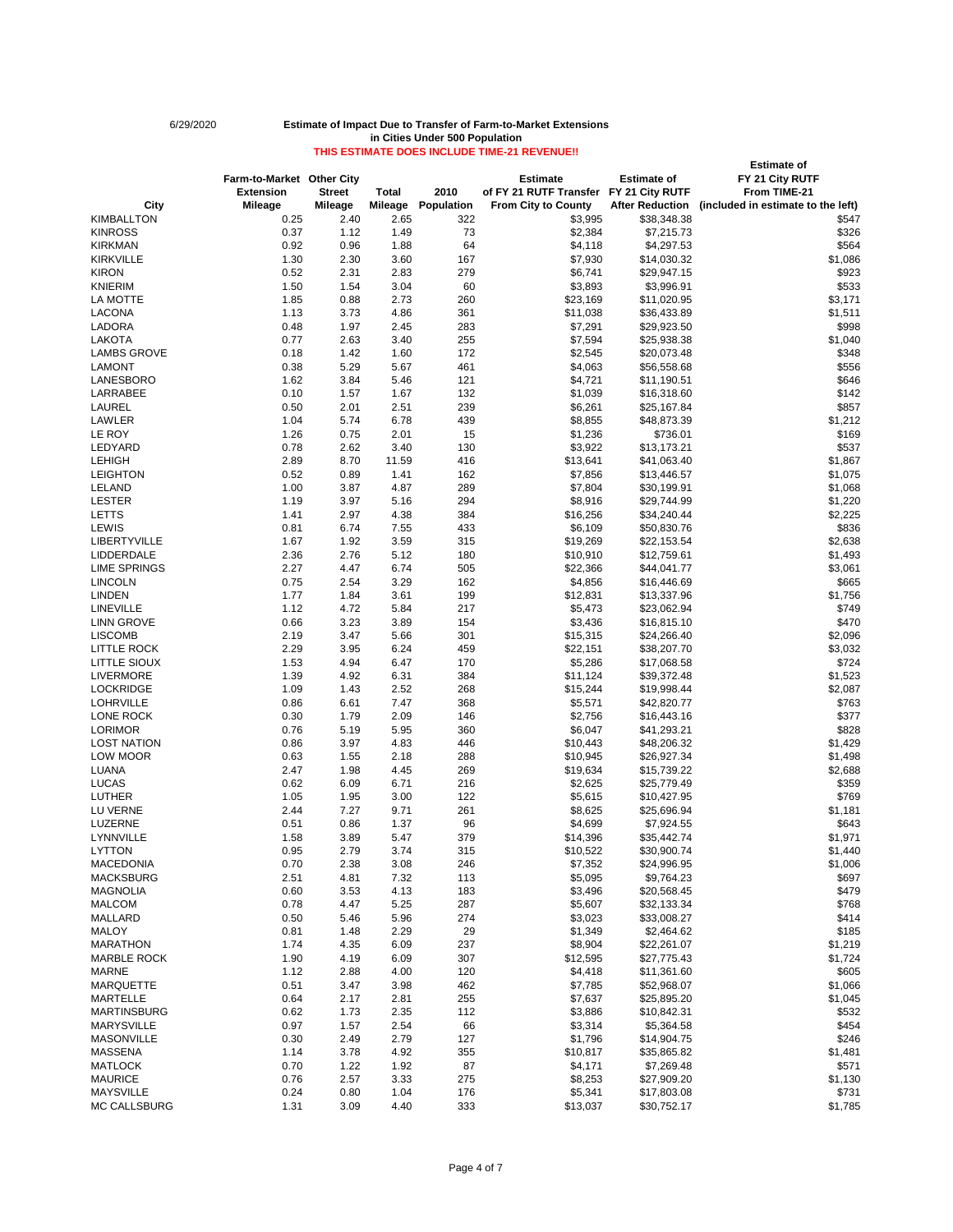6/29/2020

**Estimate of Impact Due to Transfer of Farm-to-Market Extensions in Cities Under 500 Population**

**THIS ESTIMATE DOES INCLUDE TIME-21 REVENUE!!**

| City | Farm-to-Market Extension Mileage | Other City Street Mileage | Total Mileage | 2010 Population | Estimate of FY 21 RUTF Transfer From City to County | Estimate of FY 21 City RUTF After Reduction | Estimate of FY 21 City RUTF From TIME-21 (included in estimate to the left) |
|---|---|---|---|---|---|---|---|
| KIMBALLTON | 0.25 | 2.40 | 2.65 | 322 | $3,995 | $38,348.38 | $547 |
| KINROSS | 0.37 | 1.12 | 1.49 | 73 | $2,384 | $7,215.73 | $326 |
| KIRKMAN | 0.92 | 0.96 | 1.88 | 64 | $4,118 | $4,297.53 | $564 |
| KIRKVILLE | 1.30 | 2.30 | 3.60 | 167 | $7,930 | $14,030.32 | $1,086 |
| KIRON | 0.52 | 2.31 | 2.83 | 279 | $6,741 | $29,947.15 | $923 |
| KNIERIM | 1.50 | 1.54 | 3.04 | 60 | $3,893 | $3,996.91 | $533 |
| LA MOTTE | 1.85 | 0.88 | 2.73 | 260 | $23,169 | $11,020.95 | $3,171 |
| LACONA | 1.13 | 3.73 | 4.86 | 361 | $11,038 | $36,433.89 | $1,511 |
| LADORA | 0.48 | 1.97 | 2.45 | 283 | $7,291 | $29,923.50 | $998 |
| LAKOTA | 0.77 | 2.63 | 3.40 | 255 | $7,594 | $25,938.38 | $1,040 |
| LAMBS GROVE | 0.18 | 1.42 | 1.60 | 172 | $2,545 | $20,073.48 | $348 |
| LAMONT | 0.38 | 5.29 | 5.67 | 461 | $4,063 | $56,558.68 | $556 |
| LANESBORO | 1.62 | 3.84 | 5.46 | 121 | $4,721 | $11,190.51 | $646 |
| LARRABEE | 0.10 | 1.57 | 1.67 | 132 | $1,039 | $16,318.60 | $142 |
| LAUREL | 0.50 | 2.01 | 2.51 | 239 | $6,261 | $25,167.84 | $857 |
| LAWLER | 1.04 | 5.74 | 6.78 | 439 | $8,855 | $48,873.39 | $1,212 |
| LE ROY | 1.26 | 0.75 | 2.01 | 15 | $1,236 | $736.01 | $169 |
| LEDYARD | 0.78 | 2.62 | 3.40 | 130 | $3,922 | $13,173.21 | $537 |
| LEHIGH | 2.89 | 8.70 | 11.59 | 416 | $13,641 | $41,063.40 | $1,867 |
| LEIGHTON | 0.52 | 0.89 | 1.41 | 162 | $7,856 | $13,446.57 | $1,075 |
| LELAND | 1.00 | 3.87 | 4.87 | 289 | $7,804 | $30,199.91 | $1,068 |
| LESTER | 1.19 | 3.97 | 5.16 | 294 | $8,916 | $29,744.99 | $1,220 |
| LETTS | 1.41 | 2.97 | 4.38 | 384 | $16,256 | $34,240.44 | $2,225 |
| LEWIS | 0.81 | 6.74 | 7.55 | 433 | $6,109 | $50,830.76 | $836 |
| LIBERTYVILLE | 1.67 | 1.92 | 3.59 | 315 | $19,269 | $22,153.54 | $2,638 |
| LIDDERDALE | 2.36 | 2.76 | 5.12 | 180 | $10,910 | $12,759.61 | $1,493 |
| LIME SPRINGS | 2.27 | 4.47 | 6.74 | 505 | $22,366 | $44,041.77 | $3,061 |
| LINCOLN | 0.75 | 2.54 | 3.29 | 162 | $4,856 | $16,446.69 | $665 |
| LINDEN | 1.77 | 1.84 | 3.61 | 199 | $12,831 | $13,337.96 | $1,756 |
| LINEVILLE | 1.12 | 4.72 | 5.84 | 217 | $5,473 | $23,062.94 | $749 |
| LINN GROVE | 0.66 | 3.23 | 3.89 | 154 | $3,436 | $16,815.10 | $470 |
| LISCOMB | 2.19 | 3.47 | 5.66 | 301 | $15,315 | $24,266.40 | $2,096 |
| LITTLE ROCK | 2.29 | 3.95 | 6.24 | 459 | $22,151 | $38,207.70 | $3,032 |
| LITTLE SIOUX | 1.53 | 4.94 | 6.47 | 170 | $5,286 | $17,068.58 | $724 |
| LIVERMORE | 1.39 | 4.92 | 6.31 | 384 | $11,124 | $39,372.48 | $1,523 |
| LOCKRIDGE | 1.09 | 1.43 | 2.52 | 268 | $15,244 | $19,998.44 | $2,087 |
| LOHRVILLE | 0.86 | 6.61 | 7.47 | 368 | $5,571 | $42,820.77 | $763 |
| LONE ROCK | 0.30 | 1.79 | 2.09 | 146 | $2,756 | $16,443.16 | $377 |
| LORIMOR | 0.76 | 5.19 | 5.95 | 360 | $6,047 | $41,293.21 | $828 |
| LOST NATION | 0.86 | 3.97 | 4.83 | 446 | $10,443 | $48,206.32 | $1,429 |
| LOW MOOR | 0.63 | 1.55 | 2.18 | 288 | $10,945 | $26,927.34 | $1,498 |
| LUANA | 2.47 | 1.98 | 4.45 | 269 | $19,634 | $15,739.22 | $2,688 |
| LUCAS | 0.62 | 6.09 | 6.71 | 216 | $2,625 | $25,779.49 | $359 |
| LUTHER | 1.05 | 1.95 | 3.00 | 122 | $5,615 | $10,427.95 | $769 |
| LU VERNE | 2.44 | 7.27 | 9.71 | 261 | $8,625 | $25,696.94 | $1,181 |
| LUZERNE | 0.51 | 0.86 | 1.37 | 96 | $4,699 | $7,924.55 | $643 |
| LYNNVILLE | 1.58 | 3.89 | 5.47 | 379 | $14,396 | $35,442.74 | $1,971 |
| LYTTON | 0.95 | 2.79 | 3.74 | 315 | $10,522 | $30,900.74 | $1,440 |
| MACEDONIA | 0.70 | 2.38 | 3.08 | 246 | $7,352 | $24,996.95 | $1,006 |
| MACKSBURG | 2.51 | 4.81 | 7.32 | 113 | $5,095 | $9,764.23 | $697 |
| MAGNOLIA | 0.60 | 3.53 | 4.13 | 183 | $3,496 | $20,568.45 | $479 |
| MALCOM | 0.78 | 4.47 | 5.25 | 287 | $5,607 | $32,133.34 | $768 |
| MALLARD | 0.50 | 5.46 | 5.96 | 274 | $3,023 | $33,008.27 | $414 |
| MALOY | 0.81 | 1.48 | 2.29 | 29 | $1,349 | $2,464.62 | $185 |
| MARATHON | 1.74 | 4.35 | 6.09 | 237 | $8,904 | $22,261.07 | $1,219 |
| MARBLE ROCK | 1.90 | 4.19 | 6.09 | 307 | $12,595 | $27,775.43 | $1,724 |
| MARNE | 1.12 | 2.88 | 4.00 | 120 | $4,418 | $11,361.60 | $605 |
| MARQUETTE | 0.51 | 3.47 | 3.98 | 462 | $7,785 | $52,968.07 | $1,066 |
| MARTELLE | 0.64 | 2.17 | 2.81 | 255 | $7,637 | $25,895.20 | $1,045 |
| MARTINSBURG | 0.62 | 1.73 | 2.35 | 112 | $3,886 | $10,842.31 | $532 |
| MARYSVILLE | 0.97 | 1.57 | 2.54 | 66 | $3,314 | $5,364.58 | $454 |
| MASONVILLE | 0.30 | 2.49 | 2.79 | 127 | $1,796 | $14,904.75 | $246 |
| MASSENA | 1.14 | 3.78 | 4.92 | 355 | $10,817 | $35,865.82 | $1,481 |
| MATLOCK | 0.70 | 1.22 | 1.92 | 87 | $4,171 | $7,269.48 | $571 |
| MAURICE | 0.76 | 2.57 | 3.33 | 275 | $8,253 | $27,909.20 | $1,130 |
| MAYSVILLE | 0.24 | 0.80 | 1.04 | 176 | $5,341 | $17,803.08 | $731 |
| MC CALLSBURG | 1.31 | 3.09 | 4.40 | 333 | $13,037 | $30,752.17 | $1,785 |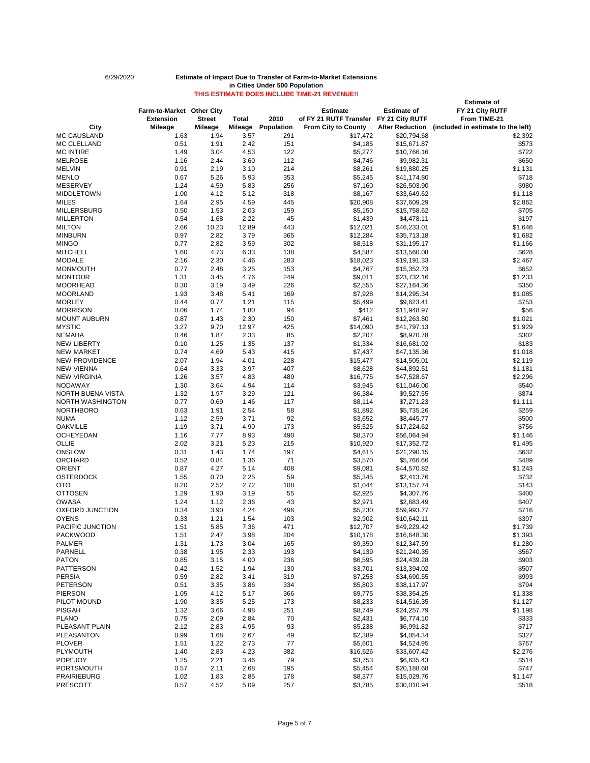6/29/2020

**Estimate of Impact Due to Transfer of Farm-to-Market Extensions**
**in Cities Under 500 Population**
**THIS ESTIMATE DOES INCLUDE TIME-21 REVENUE!!**

| City | Farm-to-Market Extension Mileage | Other City Street Mileage | Total Mileage | 2010 Population | Estimate of FY 21 RUTF Transfer From City to County | Estimate of FY 21 City RUTF After Reduction | Estimate of FY 21 City RUTF From TIME-21 (included in estimate to the left) |
|---|---|---|---|---|---|---|---|
| MC CAUSLAND | 1.63 | 1.94 | 3.57 | 291 | $17,472 | $20,794.68 | $2,392 |
| MC CLELLAND | 0.51 | 1.91 | 2.42 | 151 | $4,185 | $15,671.87 | $573 |
| MC INTIRE | 1.49 | 3.04 | 4.53 | 122 | $5,277 | $10,766.16 | $722 |
| MELROSE | 1.16 | 2.44 | 3.60 | 112 | $4,746 | $9,982.31 | $650 |
| MELVIN | 0.91 | 2.19 | 3.10 | 214 | $8,261 | $19,880.25 | $1,131 |
| MENLO | 0.67 | 5.26 | 5.93 | 353 | $5,245 | $41,174.80 | $718 |
| MESERVEY | 1.24 | 4.59 | 5.83 | 256 | $7,160 | $26,503.90 | $980 |
| MIDDLETOWN | 1.00 | 4.12 | 5.12 | 318 | $8,167 | $33,649.62 | $1,118 |
| MILES | 1.64 | 2.95 | 4.59 | 445 | $20,908 | $37,609.29 | $2,862 |
| MILLERSBURG | 0.50 | 1.53 | 2.03 | 159 | $5,150 | $15,758.62 | $705 |
| MILLERTON | 0.54 | 1.68 | 2.22 | 45 | $1,439 | $4,478.11 | $197 |
| MILTON | 2.66 | 10.23 | 12.89 | 443 | $12,021 | $46,233.01 | $1,646 |
| MINBURN | 0.97 | 2.82 | 3.79 | 365 | $12,284 | $35,713.18 | $1,682 |
| MINGO | 0.77 | 2.82 | 3.59 | 302 | $8,518 | $31,195.17 | $1,166 |
| MITCHELL | 1.60 | 4.73 | 6.33 | 138 | $4,587 | $13,560.08 | $628 |
| MODALE | 2.16 | 2.30 | 4.46 | 283 | $18,023 | $19,191.33 | $2,467 |
| MONMOUTH | 0.77 | 2.48 | 3.25 | 153 | $4,767 | $15,352.73 | $652 |
| MONTOUR | 1.31 | 3.45 | 4.76 | 249 | $9,011 | $23,732.16 | $1,233 |
| MOORHEAD | 0.30 | 3.19 | 3.49 | 226 | $2,555 | $27,164.36 | $350 |
| MOORLAND | 1.93 | 3.48 | 5.41 | 169 | $7,928 | $14,295.34 | $1,085 |
| MORLEY | 0.44 | 0.77 | 1.21 | 115 | $5,499 | $9,623.41 | $753 |
| MORRISON | 0.06 | 1.74 | 1.80 | 94 | $412 | $11,948.97 | $56 |
| MOUNT AUBURN | 0.87 | 1.43 | 2.30 | 150 | $7,461 | $12,263.80 | $1,021 |
| MYSTIC | 3.27 | 9.70 | 12.97 | 425 | $14,090 | $41,797.13 | $1,929 |
| NEMAHA | 0.46 | 1.87 | 2.33 | 85 | $2,207 | $8,970.78 | $302 |
| NEW LIBERTY | 0.10 | 1.25 | 1.35 | 137 | $1,334 | $16,681.02 | $183 |
| NEW MARKET | 0.74 | 4.69 | 5.43 | 415 | $7,437 | $47,135.36 | $1,018 |
| NEW PROVIDENCE | 2.07 | 1.94 | 4.01 | 228 | $15,477 | $14,505.01 | $2,119 |
| NEW VIENNA | 0.64 | 3.33 | 3.97 | 407 | $8,628 | $44,892.51 | $1,181 |
| NEW VIRGINIA | 1.26 | 3.57 | 4.83 | 489 | $16,775 | $47,528.67 | $2,296 |
| NODAWAY | 1.30 | 3.64 | 4.94 | 114 | $3,945 | $11,046.00 | $540 |
| NORTH BUENA VISTA | 1.32 | 1.97 | 3.29 | 121 | $6,384 | $9,527.55 | $874 |
| NORTH WASHINGTON | 0.77 | 0.69 | 1.46 | 117 | $8,114 | $7,271.23 | $1,111 |
| NORTHBORO | 0.63 | 1.91 | 2.54 | 58 | $1,892 | $5,735.26 | $259 |
| NUMA | 1.12 | 2.59 | 3.71 | 92 | $3,652 | $8,445.77 | $500 |
| OAKVILLE | 1.19 | 3.71 | 4.90 | 173 | $5,525 | $17,224.62 | $756 |
| OCHEYEDAN | 1.16 | 7.77 | 8.93 | 490 | $8,370 | $56,064.94 | $1,146 |
| OLLIE | 2.02 | 3.21 | 5.23 | 215 | $10,920 | $17,352.72 | $1,495 |
| ONSLOW | 0.31 | 1.43 | 1.74 | 197 | $4,615 | $21,290.15 | $632 |
| ORCHARD | 0.52 | 0.84 | 1.36 | 71 | $3,570 | $5,766.66 | $489 |
| ORIENT | 0.87 | 4.27 | 5.14 | 408 | $9,081 | $44,570.82 | $1,243 |
| OSTERDOCK | 1.55 | 0.70 | 2.25 | 59 | $5,345 | $2,413.76 | $732 |
| OTO | 0.20 | 2.52 | 2.72 | 108 | $1,044 | $13,157.74 | $143 |
| OTTOSEN | 1.29 | 1.90 | 3.19 | 55 | $2,925 | $4,307.76 | $400 |
| OWASA | 1.24 | 1.12 | 2.36 | 43 | $2,971 | $2,683.49 | $407 |
| OXFORD JUNCTION | 0.34 | 3.90 | 4.24 | 496 | $5,230 | $59,993.77 | $716 |
| OYENS | 0.33 | 1.21 | 1.54 | 103 | $2,902 | $10,642.11 | $397 |
| PACIFIC JUNCTION | 1.51 | 5.85 | 7.36 | 471 | $12,707 | $49,229.42 | $1,739 |
| PACKWOOD | 1.51 | 2.47 | 3.98 | 204 | $10,178 | $16,648.30 | $1,393 |
| PALMER | 1.31 | 1.73 | 3.04 | 165 | $9,350 | $12,347.59 | $1,280 |
| PARNELL | 0.38 | 1.95 | 2.33 | 193 | $4,139 | $21,240.35 | $567 |
| PATON | 0.85 | 3.15 | 4.00 | 236 | $6,595 | $24,439.28 | $903 |
| PATTERSON | 0.42 | 1.52 | 1.94 | 130 | $3,701 | $13,394.02 | $507 |
| PERSIA | 0.59 | 2.82 | 3.41 | 319 | $7,258 | $34,690.55 | $993 |
| PETERSON | 0.51 | 3.35 | 3.86 | 334 | $5,803 | $38,117.97 | $794 |
| PIERSON | 1.05 | 4.12 | 5.17 | 366 | $9,775 | $38,354.25 | $1,338 |
| PILOT MOUND | 1.90 | 3.35 | 5.25 | 173 | $8,233 | $14,516.35 | $1,127 |
| PISGAH | 1.32 | 3.66 | 4.98 | 251 | $8,749 | $24,257.79 | $1,198 |
| PLANO | 0.75 | 2.09 | 2.84 | 70 | $2,431 | $6,774.10 | $333 |
| PLEASANT PLAIN | 2.12 | 2.83 | 4.95 | 93 | $5,238 | $6,991.82 | $717 |
| PLEASANTON | 0.99 | 1.68 | 2.67 | 49 | $2,389 | $4,054.34 | $327 |
| PLOVER | 1.51 | 1.22 | 2.73 | 77 | $5,601 | $4,524.95 | $767 |
| PLYMOUTH | 1.40 | 2.83 | 4.23 | 382 | $16,626 | $33,607.42 | $2,276 |
| POPEJOY | 1.25 | 2.21 | 3.46 | 79 | $3,753 | $6,635.43 | $514 |
| PORTSMOUTH | 0.57 | 2.11 | 2.68 | 195 | $5,454 | $20,188.68 | $747 |
| PRAIRIEBURG | 1.02 | 1.83 | 2.85 | 178 | $8,377 | $15,029.76 | $1,147 |
| PRESCOTT | 0.57 | 4.52 | 5.09 | 257 | $3,785 | $30,010.94 | $518 |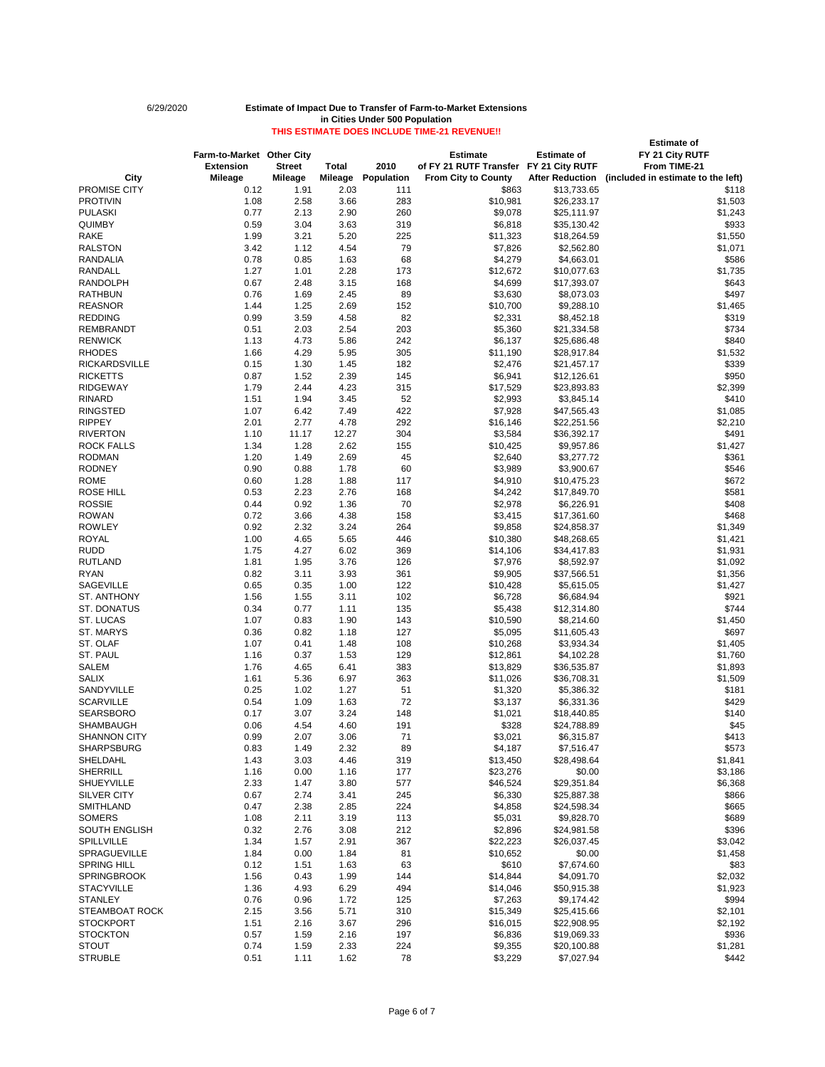6/29/2020

**Estimate of Impact Due to Transfer of Farm-to-Market Extensions**
**in Cities Under 500 Population**
**THIS ESTIMATE DOES INCLUDE TIME-21 REVENUE!!**

| City | Farm-to-Market Extension Mileage | Other City Street Mileage | Total Mileage | 2010 Population | Estimate of FY 21 RUTF Transfer From City to County | Estimate of FY 21 City RUTF After Reduction | Estimate of FY 21 City RUTF From TIME-21 (included in estimate to the left) |
|---|---|---|---|---|---|---|---|
| PROMISE CITY | 0.12 | 1.91 | 2.03 | 111 | $863 | $13,733.65 | $118 |
| PROTIVIN | 1.08 | 2.58 | 3.66 | 283 | $10,981 | $26,233.17 | $1,503 |
| PULASKI | 0.77 | 2.13 | 2.90 | 260 | $9,078 | $25,111.97 | $1,243 |
| QUIMBY | 0.59 | 3.04 | 3.63 | 319 | $6,818 | $35,130.42 | $933 |
| RAKE | 1.99 | 3.21 | 5.20 | 225 | $11,323 | $18,264.59 | $1,550 |
| RALSTON | 3.42 | 1.12 | 4.54 | 79 | $7,826 | $2,562.80 | $1,071 |
| RANDALIA | 0.78 | 0.85 | 1.63 | 68 | $4,279 | $4,663.01 | $586 |
| RANDALL | 1.27 | 1.01 | 2.28 | 173 | $12,672 | $10,077.63 | $1,735 |
| RANDOLPH | 0.67 | 2.48 | 3.15 | 168 | $4,699 | $17,393.07 | $643 |
| RATHBUN | 0.76 | 1.69 | 2.45 | 89 | $3,630 | $8,073.03 | $497 |
| REASNOR | 1.44 | 1.25 | 2.69 | 152 | $10,700 | $9,288.10 | $1,465 |
| REDDING | 0.99 | 3.59 | 4.58 | 82 | $2,331 | $8,452.18 | $319 |
| REMBRANDT | 0.51 | 2.03 | 2.54 | 203 | $5,360 | $21,334.58 | $734 |
| RENWICK | 1.13 | 4.73 | 5.86 | 242 | $6,137 | $25,686.48 | $840 |
| RHODES | 1.66 | 4.29 | 5.95 | 305 | $11,190 | $28,917.84 | $1,532 |
| RICKARDSVILLE | 0.15 | 1.30 | 1.45 | 182 | $2,476 | $21,457.17 | $339 |
| RICKETTS | 0.87 | 1.52 | 2.39 | 145 | $6,941 | $12,126.61 | $950 |
| RIDGEWAY | 1.79 | 2.44 | 4.23 | 315 | $17,529 | $23,893.83 | $2,399 |
| RINARD | 1.51 | 1.94 | 3.45 | 52 | $2,993 | $3,845.14 | $410 |
| RINGSTED | 1.07 | 6.42 | 7.49 | 422 | $7,928 | $47,565.43 | $1,085 |
| RIPPEY | 2.01 | 2.77 | 4.78 | 292 | $16,146 | $22,251.56 | $2,210 |
| RIVERTON | 1.10 | 11.17 | 12.27 | 304 | $3,584 | $36,392.17 | $491 |
| ROCK FALLS | 1.34 | 1.28 | 2.62 | 155 | $10,425 | $9,957.86 | $1,427 |
| RODMAN | 1.20 | 1.49 | 2.69 | 45 | $2,640 | $3,277.72 | $361 |
| RODNEY | 0.90 | 0.88 | 1.78 | 60 | $3,989 | $3,900.67 | $546 |
| ROME | 0.60 | 1.28 | 1.88 | 117 | $4,910 | $10,475.23 | $672 |
| ROSE HILL | 0.53 | 2.23 | 2.76 | 168 | $4,242 | $17,849.70 | $581 |
| ROSSIE | 0.44 | 0.92 | 1.36 | 70 | $2,978 | $6,226.91 | $408 |
| ROWAN | 0.72 | 3.66 | 4.38 | 158 | $3,415 | $17,361.60 | $468 |
| ROWLEY | 0.92 | 2.32 | 3.24 | 264 | $9,858 | $24,858.37 | $1,349 |
| ROYAL | 1.00 | 4.65 | 5.65 | 446 | $10,380 | $48,268.65 | $1,421 |
| RUDD | 1.75 | 4.27 | 6.02 | 369 | $14,106 | $34,417.83 | $1,931 |
| RUTLAND | 1.81 | 1.95 | 3.76 | 126 | $7,976 | $8,592.97 | $1,092 |
| RYAN | 0.82 | 3.11 | 3.93 | 361 | $9,905 | $37,566.51 | $1,356 |
| SAGEVILLE | 0.65 | 0.35 | 1.00 | 122 | $10,428 | $5,615.05 | $1,427 |
| ST. ANTHONY | 1.56 | 1.55 | 3.11 | 102 | $6,728 | $6,684.94 | $921 |
| ST. DONATUS | 0.34 | 0.77 | 1.11 | 135 | $5,438 | $12,314.80 | $744 |
| ST. LUCAS | 1.07 | 0.83 | 1.90 | 143 | $10,590 | $8,214.60 | $1,450 |
| ST. MARYS | 0.36 | 0.82 | 1.18 | 127 | $5,095 | $11,605.43 | $697 |
| ST. OLAF | 1.07 | 0.41 | 1.48 | 108 | $10,268 | $3,934.34 | $1,405 |
| ST. PAUL | 1.16 | 0.37 | 1.53 | 129 | $12,861 | $4,102.28 | $1,760 |
| SALEM | 1.76 | 4.65 | 6.41 | 383 | $13,829 | $36,535.87 | $1,893 |
| SALIX | 1.61 | 5.36 | 6.97 | 363 | $11,026 | $36,708.31 | $1,509 |
| SANDYVILLE | 0.25 | 1.02 | 1.27 | 51 | $1,320 | $5,386.32 | $181 |
| SCARVILLE | 0.54 | 1.09 | 1.63 | 72 | $3,137 | $6,331.36 | $429 |
| SEARSBORO | 0.17 | 3.07 | 3.24 | 148 | $1,021 | $18,440.85 | $140 |
| SHAMBAUGH | 0.06 | 4.54 | 4.60 | 191 | $328 | $24,788.89 | $45 |
| SHANNON CITY | 0.99 | 2.07 | 3.06 | 71 | $3,021 | $6,315.87 | $413 |
| SHARPSBURG | 0.83 | 1.49 | 2.32 | 89 | $4,187 | $7,516.47 | $573 |
| SHELDAHL | 1.43 | 3.03 | 4.46 | 319 | $13,450 | $28,498.64 | $1,841 |
| SHERRILL | 1.16 | 0.00 | 1.16 | 177 | $23,276 | $0.00 | $3,186 |
| SHUEYVILLE | 2.33 | 1.47 | 3.80 | 577 | $46,524 | $29,351.84 | $6,368 |
| SILVER CITY | 0.67 | 2.74 | 3.41 | 245 | $6,330 | $25,887.38 | $866 |
| SMITHLAND | 0.47 | 2.38 | 2.85 | 224 | $4,858 | $24,598.34 | $665 |
| SOMERS | 1.08 | 2.11 | 3.19 | 113 | $5,031 | $9,828.70 | $689 |
| SOUTH ENGLISH | 0.32 | 2.76 | 3.08 | 212 | $2,896 | $24,981.58 | $396 |
| SPILLVILLE | 1.34 | 1.57 | 2.91 | 367 | $22,223 | $26,037.45 | $3,042 |
| SPRAGUEVILLE | 1.84 | 0.00 | 1.84 | 81 | $10,652 | $0.00 | $1,458 |
| SPRING HILL | 0.12 | 1.51 | 1.63 | 63 | $610 | $7,674.60 | $83 |
| SPRINGBROOK | 1.56 | 0.43 | 1.99 | 144 | $14,844 | $4,091.70 | $2,032 |
| STACYVILLE | 1.36 | 4.93 | 6.29 | 494 | $14,046 | $50,915.38 | $1,923 |
| STANLEY | 0.76 | 0.96 | 1.72 | 125 | $7,263 | $9,174.42 | $994 |
| STEAMBOAT ROCK | 2.15 | 3.56 | 5.71 | 310 | $15,349 | $25,415.66 | $2,101 |
| STOCKPORT | 1.51 | 2.16 | 3.67 | 296 | $16,015 | $22,908.95 | $2,192 |
| STOCKTON | 0.57 | 1.59 | 2.16 | 197 | $6,836 | $19,069.33 | $936 |
| STOUT | 0.74 | 1.59 | 2.33 | 224 | $9,355 | $20,100.88 | $1,281 |
| STRUBLE | 0.51 | 1.11 | 1.62 | 78 | $3,229 | $7,027.94 | $442 |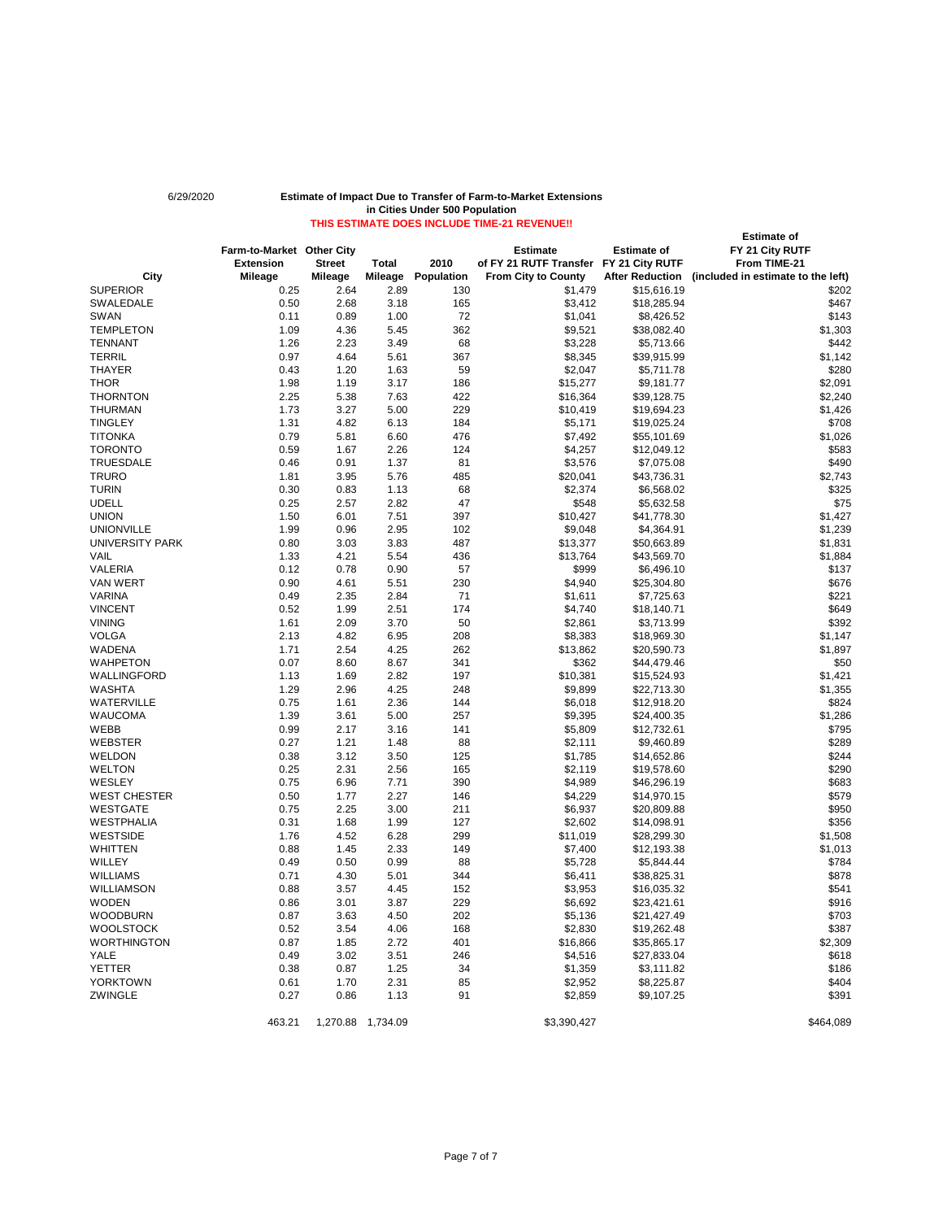6/29/2020

**Estimate of Impact Due to Transfer of Farm-to-Market Extensions in Cities Under 500 Population**

**THIS ESTIMATE DOES INCLUDE TIME-21 REVENUE!!**

| City | Farm-to-Market Extension Mileage | Other City Street Mileage | Total Mileage | 2010 Population | Estimate of FY 21 RUTF Transfer From City to County | Estimate of FY 21 City RUTF After Reduction | Estimate of FY 21 City RUTF From TIME-21 (included in estimate to the left) |
|---|---|---|---|---|---|---|---|
| SUPERIOR | 0.25 | 2.64 | 2.89 | 130 | $1,479 | $15,616.19 | $202 |
| SWALEDALE | 0.50 | 2.68 | 3.18 | 165 | $3,412 | $18,285.94 | $467 |
| SWAN | 0.11 | 0.89 | 1.00 | 72 | $1,041 | $8,426.52 | $143 |
| TEMPLETON | 1.09 | 4.36 | 5.45 | 362 | $9,521 | $38,082.40 | $1,303 |
| TENNANT | 1.26 | 2.23 | 3.49 | 68 | $3,228 | $5,713.66 | $442 |
| TERRIL | 0.97 | 4.64 | 5.61 | 367 | $8,345 | $39,915.99 | $1,142 |
| THAYER | 0.43 | 1.20 | 1.63 | 59 | $2,047 | $5,711.78 | $280 |
| THOR | 1.98 | 1.19 | 3.17 | 186 | $15,277 | $9,181.77 | $2,091 |
| THORNTON | 2.25 | 5.38 | 7.63 | 422 | $16,364 | $39,128.75 | $2,240 |
| THURMAN | 1.73 | 3.27 | 5.00 | 229 | $10,419 | $19,694.23 | $1,426 |
| TINGLEY | 1.31 | 4.82 | 6.13 | 184 | $5,171 | $19,025.24 | $708 |
| TITONKA | 0.79 | 5.81 | 6.60 | 476 | $7,492 | $55,101.69 | $1,026 |
| TORONTO | 0.59 | 1.67 | 2.26 | 124 | $4,257 | $12,049.12 | $583 |
| TRUESDALE | 0.46 | 0.91 | 1.37 | 81 | $3,576 | $7,075.08 | $490 |
| TRURO | 1.81 | 3.95 | 5.76 | 485 | $20,041 | $43,736.31 | $2,743 |
| TURIN | 0.30 | 0.83 | 1.13 | 68 | $2,374 | $6,568.02 | $325 |
| UDELL | 0.25 | 2.57 | 2.82 | 47 | $548 | $5,632.58 | $75 |
| UNION | 1.50 | 6.01 | 7.51 | 397 | $10,427 | $41,778.30 | $1,427 |
| UNIONVILLE | 1.99 | 0.96 | 2.95 | 102 | $9,048 | $4,364.91 | $1,239 |
| UNIVERSITY PARK | 0.80 | 3.03 | 3.83 | 487 | $13,377 | $50,663.89 | $1,831 |
| VAIL | 1.33 | 4.21 | 5.54 | 436 | $13,764 | $43,569.70 | $1,884 |
| VALERIA | 0.12 | 0.78 | 0.90 | 57 | $999 | $6,496.10 | $137 |
| VAN WERT | 0.90 | 4.61 | 5.51 | 230 | $4,940 | $25,304.80 | $676 |
| VARINA | 0.49 | 2.35 | 2.84 | 71 | $1,611 | $7,725.63 | $221 |
| VINCENT | 0.52 | 1.99 | 2.51 | 174 | $4,740 | $18,140.71 | $649 |
| VINING | 1.61 | 2.09 | 3.70 | 50 | $2,861 | $3,713.99 | $392 |
| VOLGA | 2.13 | 4.82 | 6.95 | 208 | $8,383 | $18,969.30 | $1,147 |
| WADENA | 1.71 | 2.54 | 4.25 | 262 | $13,862 | $20,590.73 | $1,897 |
| WAHPETON | 0.07 | 8.60 | 8.67 | 341 | $362 | $44,479.46 | $50 |
| WALLINGFORD | 1.13 | 1.69 | 2.82 | 197 | $10,381 | $15,524.93 | $1,421 |
| WASHTA | 1.29 | 2.96 | 4.25 | 248 | $9,899 | $22,713.30 | $1,355 |
| WATERVILLE | 0.75 | 1.61 | 2.36 | 144 | $6,018 | $12,918.20 | $824 |
| WAUCOMA | 1.39 | 3.61 | 5.00 | 257 | $9,395 | $24,400.35 | $1,286 |
| WEBB | 0.99 | 2.17 | 3.16 | 141 | $5,809 | $12,732.61 | $795 |
| WEBSTER | 0.27 | 1.21 | 1.48 | 88 | $2,111 | $9,460.89 | $289 |
| WELDON | 0.38 | 3.12 | 3.50 | 125 | $1,785 | $14,652.86 | $244 |
| WELTON | 0.25 | 2.31 | 2.56 | 165 | $2,119 | $19,578.60 | $290 |
| WESLEY | 0.75 | 6.96 | 7.71 | 390 | $4,989 | $46,296.19 | $683 |
| WEST CHESTER | 0.50 | 1.77 | 2.27 | 146 | $4,229 | $14,970.15 | $579 |
| WESTGATE | 0.75 | 2.25 | 3.00 | 211 | $6,937 | $20,809.88 | $950 |
| WESTPHALIA | 0.31 | 1.68 | 1.99 | 127 | $2,602 | $14,098.91 | $356 |
| WESTSIDE | 1.76 | 4.52 | 6.28 | 299 | $11,019 | $28,299.30 | $1,508 |
| WHITTEN | 0.88 | 1.45 | 2.33 | 149 | $7,400 | $12,193.38 | $1,013 |
| WILLEY | 0.49 | 0.50 | 0.99 | 88 | $5,728 | $5,844.44 | $784 |
| WILLIAMS | 0.71 | 4.30 | 5.01 | 344 | $6,411 | $38,825.31 | $878 |
| WILLIAMSON | 0.88 | 3.57 | 4.45 | 152 | $3,953 | $16,035.32 | $541 |
| WODEN | 0.86 | 3.01 | 3.87 | 229 | $6,692 | $23,421.61 | $916 |
| WOODBURN | 0.87 | 3.63 | 4.50 | 202 | $5,136 | $21,427.49 | $703 |
| WOOLSTOCK | 0.52 | 3.54 | 4.06 | 168 | $2,830 | $19,262.48 | $387 |
| WORTHINGTON | 0.87 | 1.85 | 2.72 | 401 | $16,866 | $35,865.17 | $2,309 |
| YALE | 0.49 | 3.02 | 3.51 | 246 | $4,516 | $27,833.04 | $618 |
| YETTER | 0.38 | 0.87 | 1.25 | 34 | $1,359 | $3,111.82 | $186 |
| YORKTOWN | 0.61 | 1.70 | 2.31 | 85 | $2,952 | $8,225.87 | $404 |
| ZWINGLE | 0.27 | 0.86 | 1.13 | 91 | $2,859 | $9,107.25 | $391 |
| | 463.21 | 1,270.88 | 1,734.09 | | $3,390,427 | | $464,089 |